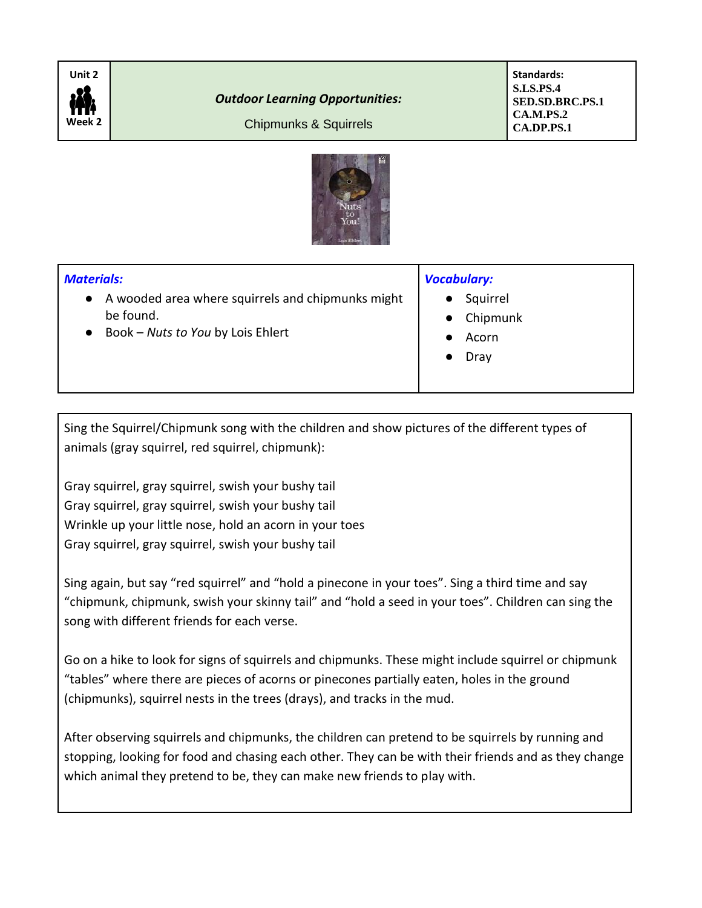| Unit 2<br>Week 2 | ***Outdoor Learning Opportunities:***<br>Chipmunks & Squirrels | **Standards:**<br>**S.LS.PS.4**<br>**SED.SD.BRC.PS.1**<br>**CA.M.PS.2**<br>**CA.DP.PS.1** |
|---|---|---|

| ***Materials:*** | ***Vocabulary:*** |
|---|---|
| • A wooded area where squirrels and chipmunks might be found.<br>• Book – *Nuts to You* by Lois Ehlert | • Squirrel<br>• Chipmunk<br>• Acorn<br>• Dray |

Sing the Squirrel/Chipmunk song with the children and show pictures of the different types of animals (gray squirrel, red squirrel, chipmunk):

Gray squirrel, gray squirrel, swish your bushy tail
Gray squirrel, gray squirrel, swish your bushy tail
Wrinkle up your little nose, hold an acorn in your toes
Gray squirrel, gray squirrel, swish your bushy tail

Sing again, but say "red squirrel" and "hold a pinecone in your toes". Sing a third time and say "chipmunk, chipmunk, swish your skinny tail" and "hold a seed in your toes". Children can sing the song with different friends for each verse.

Go on a hike to look for signs of squirrels and chipmunks. These might include squirrel or chipmunk "tables" where there are pieces of acorns or pinecones partially eaten, holes in the ground (chipmunks), squirrel nests in the trees (drays), and tracks in the mud.

After observing squirrels and chipmunks, the children can pretend to be squirrels by running and stopping, looking for food and chasing each other. They can be with their friends and as they change which animal they pretend to be, they can make new friends to play with.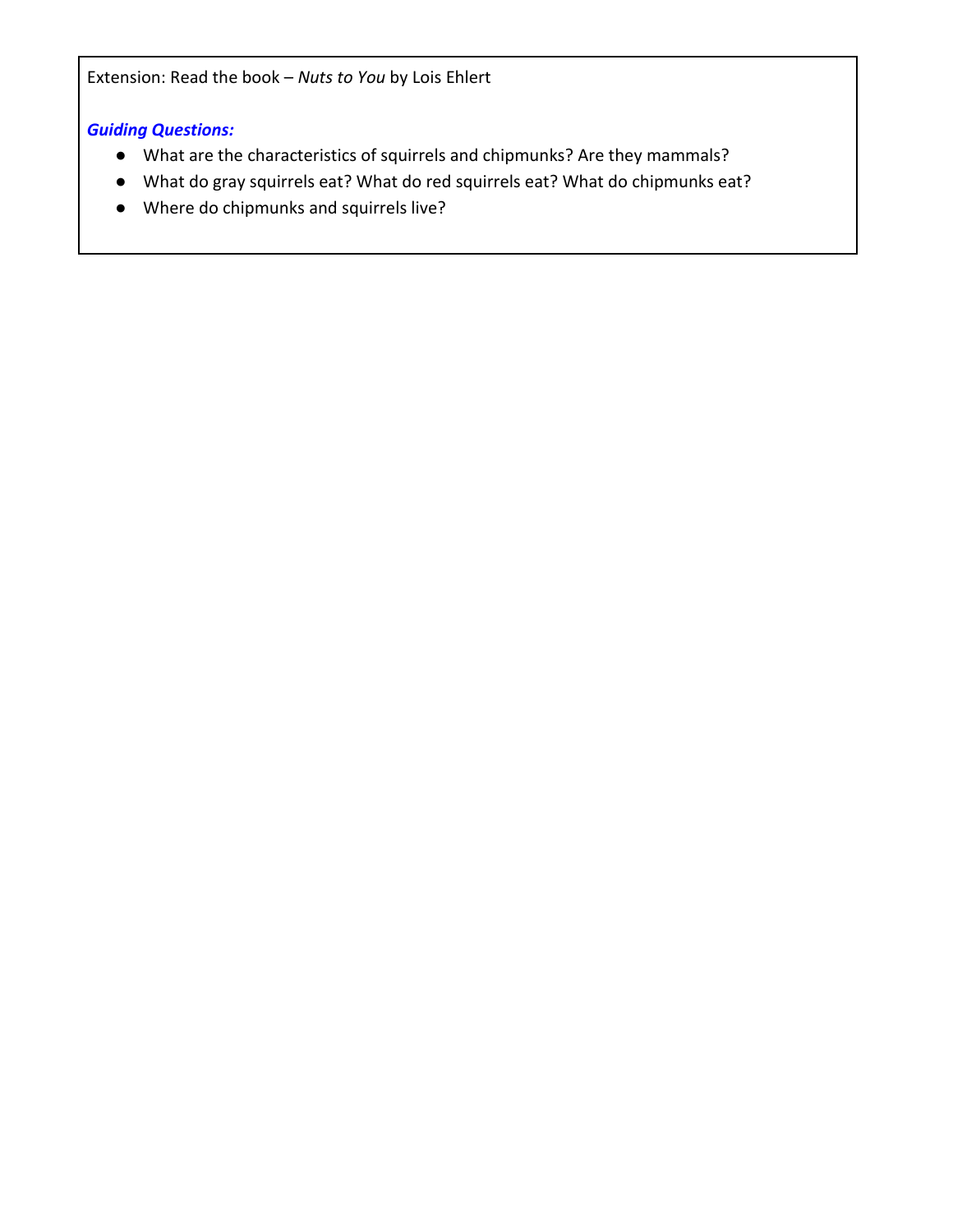Extension: Read the book – *Nuts to You* by Lois Ehlert

***Guiding Questions:***

- What are the characteristics of squirrels and chipmunks? Are they mammals?
- What do gray squirrels eat? What do red squirrels eat? What do chipmunks eat?
- Where do chipmunks and squirrels live?